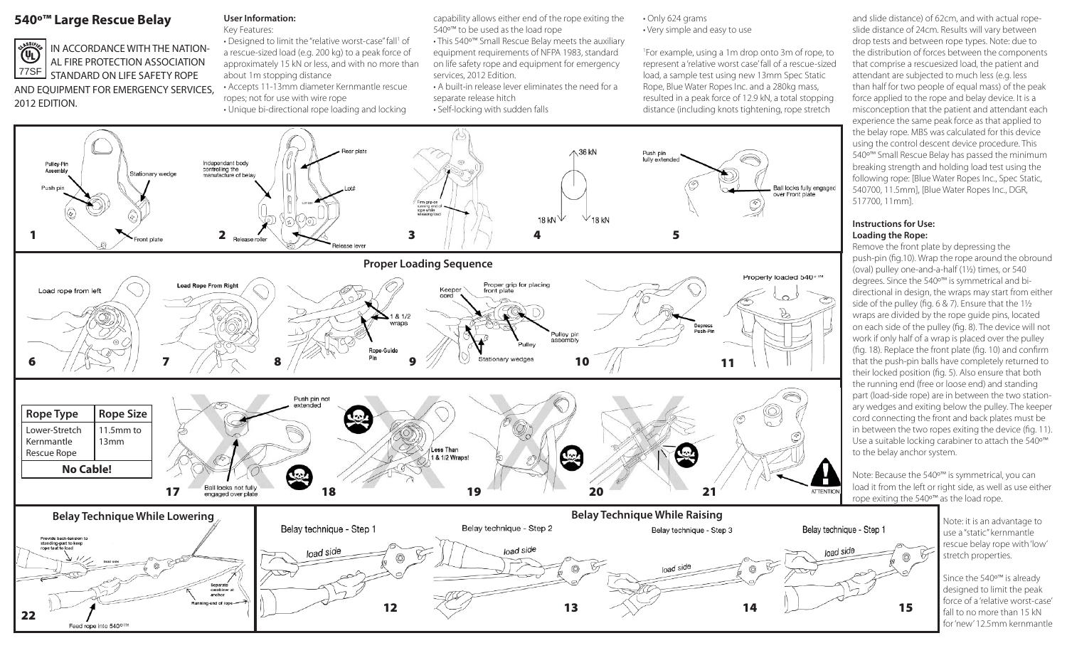# 540º™ Large Rescue Belay

IN ACCORDANCE WITH THE NATIONAL FIRE PROTECTION ASSOCIATION STANDARD ON LIFE SAFETY ROPE AND EQUIPMENT FOR EMERGENCY SERVICES, 2012 EDITION.

## User Information:

Key Features:

- Designed to limit the "relative worst-case" fall[1] of a rescue-sized load (e.g. 200 kg) to a peak force of approximately 15 kN or less, and with no more than about 1m stopping distance
- Accepts 11-13mm diameter Kernmantle rescue ropes; not for use with wire rope
- Unique bi-directional rope loading and locking capability allows either end of the rope exiting the 540º™ to be used as the load rope
- This 540º™ Small Rescue Belay meets the auxiliary equipment requirements of NFPA 1983, standard on life safety rope and equipment for emergency services, 2012 Edition.
- A built-in release lever eliminates the need for a separate release hitch
- Self-locking with sudden falls
- Only 624 grams
- Very simple and easy to use

[1]For example, using a 1m drop onto 3m of rope, to represent a 'relative worst case' fall of a rescue-sized load, a sample test using new 13mm Spec Static Rope, Blue Water Ropes Inc. and a 280kg mass, resulted in a peak force of 12.9 kN, a total stopping distance (including knots tightening, rope stretch and slide distance) of 62cm, and with actual rope-slide distance of 24cm. Results will vary between drop tests and between rope types. Note: due to the distribution of forces between the components that comprise a rescuesized load, the patient and attendant are subjected to much less (e.g. less than half for two people of equal mass) of the peak force applied to the rope and belay device. It is a misconception that the patient and attendant each experience the same peak force as that applied to the belay rope. MBS was calculated for this device using the control descent device procedure. This 540º™ Small Rescue Belay has passed the minimum breaking strength and holding load test using the following rope: [Blue Water Ropes Inc., Spec Static, 540700, 11.5mm], [Blue Water Ropes Inc., DGR, 517700, 11mm].

## Proper Loading Sequence

| Rope Type | Rope Size |
|---|---|
| Lower-Stretch Kernmantle Rescue Rope | 11.5mm to 13mm |
| **No Cable!** | |

## Belay Technique While Lowering

## Belay Technique While Raising

## Instructions for Use:

### Loading the Rope:

Remove the front plate by depressing the push-pin (fig.10). Wrap the rope around the obround (oval) pulley one-and-a-half (1½) times, or 540 degrees. Since the 540º™ is symmetrical and bi-directional in design, the wraps may start from either side of the pulley (fig. 6 & 7). Ensure that the 1½ wraps are divided by the rope guide pins, located on each side of the pulley (fig. 8). The device will not work if only half of a wrap is placed over the pulley (fig. 18). Replace the front plate (fig. 10) and confirm that the push-pin balls have completely returned to their locked position (fig. 5). Also ensure that both the running end (free or loose end) and standing part (load-side rope) are in between the two stationary wedges and exiting below the pulley. The keeper cord connecting the front and back plates must be in between the two ropes exiting the device (fig. 11). Use a suitable locking carabiner to attach the 540º™ to the belay anchor system.

Note: Because the 540º™ is symmetrical, you can load it from the left or right side, as well as use either rope exiting the 540º™ as the load rope.

Note: it is an advantage to use a "static" kernmantle rescue belay rope with 'low' stretch properties.

Since the 540º™ is already designed to limit the peak force of a 'relative worst-case' fall to no more than 15 kN for 'new' 12.5mm kernmantle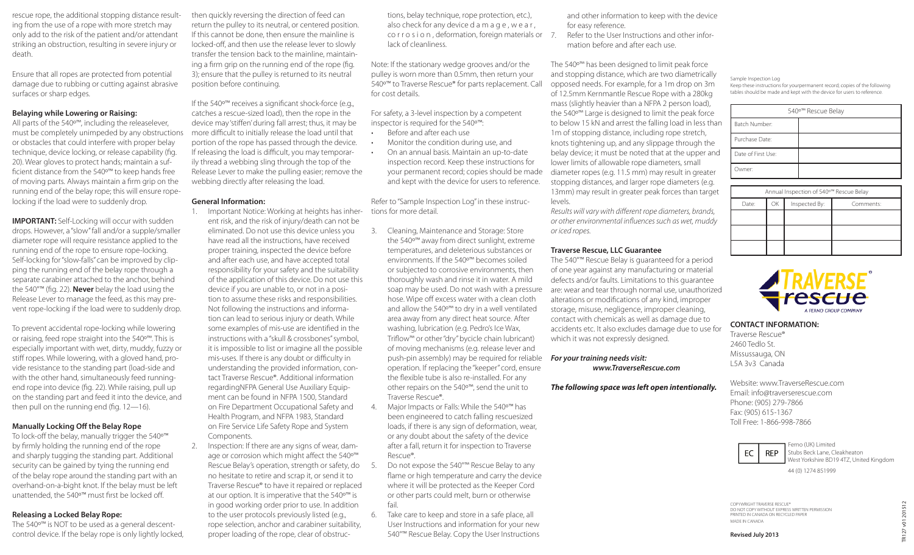rescue rope, the additional stopping distance resulting from the use of a rope with more stretch may only add to the risk of the patient and/or attendant striking an obstruction, resulting in severe injury or death.

Ensure that all ropes are protected from potential damage due to rubbing or cutting against abrasive surfaces or sharp edges.

**Belaying while Lowering or Raising:**

All parts of the 540º™, including the releaselever, must be completely unimpeded by any obstructions or obstacles that could interfere with proper belay technique, device locking, or release capability (fig. 20). Wear gloves to protect hands; maintain a sufficient distance from the 540º™ to keep hands free of moving parts. Always maintain a firm grip on the running end of the belay rope; this will ensure rope-locking if the load were to suddenly drop.

**IMPORTANT:** Self-Locking will occur with sudden drops. However, a "slow" fall and/or a supple/smaller diameter rope will require resistance applied to the running end of the rope to ensure rope-locking. Self-locking for "slow-falls" can be improved by clipping the running end of the belay rope through a separate carabiner attached to the anchor, behind the 540º™ (fig. 22). **Never** belay the load using the Release Lever to manage the feed, as this may prevent rope-locking if the load were to suddenly drop.

To prevent accidental rope-locking while lowering or raising, feed rope straight into the 540º™. This is especially important with wet, dirty, muddy, fuzzy or stiff ropes. While lowering, with a gloved hand, provide resistance to the standing part (load-side and with the other hand, simultaneously feed running-end rope into device (fig. 22). While raising, pull up on the standing part and feed it into the device, and then pull on the running end (fig. 12—16).

**Manually Locking Off the Belay Rope**

To lock-off the belay, manually trigger the 540º™ by firmly holding the running end of the rope and sharply tugging the standing part. Additional security can be gained by tying the running end of the belay rope around the standing part with an overhand-on-a-bight knot. If the belay must be left unattended, the 540º™ must first be locked off.

**Releasing a Locked Belay Rope:**

The 540º™ is NOT to be used as a general descent-control device. If the belay rope is only lightly locked, then quickly reversing the direction of feed can return the pulley to its neutral, or centered position. If this cannot be done, then ensure the mainline is locked-off, and then use the release lever to slowly transfer the tension back to the mainline, maintaining a firm grip on the running end of the rope (fig. 3); ensure that the pulley is returned to its neutral position before continuing.

If the 540º™ receives a significant shock-force (e.g., catches a rescue-sized load), then the rope in the device may 'stiffen' during fall arrest; thus, it may be more difficult to initially release the load until that portion of the rope has passed through the device. If releasing the load is difficult, you may temporarily thread a webbing sling through the top of the Release Lever to make the pulling easier; remove the webbing directly after releasing the load.

**General Information:**

1. Important Notice: Working at heights has inherent risk, and the risk of injury/death can not be eliminated. Do not use this device unless you have read all the instructions, have received proper training, inspected the device before and after each use, and have accepted total responsibility for your safety and the suitability of the application of this device. Do not use this device if you are unable to, or not in a position to assume these risks and responsibilities. Not following the instructions and information can lead to serious injury or death. While some examples of mis-use are identified in the instructions with a "skull & crossbones" symbol, it is impossible to list or imagine all the possible mis-uses. If there is any doubt or difficulty in understanding the provided information, contact Traverse Rescue®. Additional information regardingNFPA General Use Auxiliary Equipment can be found in NFPA 1500, Standard on Fire Department Occupational Safety and Health Program, and NFPA 1983, Standard on Fire Service Life Safety Rope and System Components.
2. Inspection: If there are any signs of wear, damage or corrosion which might affect the 540º™ Rescue Belay's operation, strength or safety, do no hesitate to retire and scrap it, or send it to Traverse Rescue® to have it repaired or replaced at our option. It is imperative that the 540º™ is in good working order prior to use. In addition to the user protocols previously listed (e.g., rope selection, anchor and carabiner suitability, proper loading of the rope, clear of obstructions, belay technique, rope protection, etc.), also check for any device d a m a g e , w e a r , c o r r o s i o n , deformation, foreign materials or lack of cleanliness.

Note: If the stationary wedge grooves and/or the pulley is worn more than 0.5mm, then return your 540º™ to Traverse Rescue® for parts replacement. Call for cost details.

For safety, a 3-level inspection by a competent inspector is required for the 540º™:

- Before and after each use
- Monitor the condition during use, and
- On an annual basis. Maintain an up-to-date inspection record. Keep these instructions for your permanent record; copies should be made and kept with the device for users to reference.

Refer to "Sample Inspection Log" in these instructions for more detail.

3. Cleaning, Maintenance and Storage: Store the 540º™ away from direct sunlight, extreme temperatures, and deleterious substances or environments. If the 540º™ becomes soiled or subjected to corrosive environments, then thoroughly wash and rinse it in water. A mild soap may be used. Do not wash with a pressure hose. Wipe off excess water with a clean cloth and allow the 540º™ to dry in a well ventilated area away from any direct heat source. After washing, lubrication (e.g. Pedro's Ice Wax, Triflow™ or other "dry" bicycle chain lubricant) of moving mechanisms (e.g. release lever and push-pin assembly) may be required for reliable operation. If replacing the "keeper" cord, ensure the flexible tube is also re-installed. For any other repairs on the 540º™, send the unit to Traverse Rescue®.
4. Major Impacts or Falls: While the 540º™ has been engineered to catch falling rescuesized loads, if there is any sign of deformation, wear, or any doubt about the safety of the device after a fall, return it for inspection to Traverse Rescue®.
5. Do not expose the 540º™ Rescue Belay to any flame or high temperature and carry the device where it will be protected as the Keeper Cord or other parts could melt, burn or otherwise fail.
6. Take care to keep and store in a safe place, all User Instructions and information for your new 540º™ Rescue Belay. Copy the User Instructions and other information to keep with the device for easy reference.
7. Refer to the User Instructions and other information before and after each use.

The 540º™ has been designed to limit peak force and stopping distance, which are two diametrically opposed needs. For example, for a 1m drop on 3m of 12.5mm Kernmantle Rescue Rope with a 280kg mass (slightly heavier than a NFPA 2 person load), the 540º™ Large is designed to limit the peak force to below 15 kN and arrest the falling load in less than 1m of stopping distance, including rope stretch, knots tightening up, and any slippage through the belay device; it must be noted that at the upper and lower limits of allowable rope diameters, small diameter ropes (e.g. 11.5 mm) may result in greater stopping distances, and larger rope diameters (e.g. 13mm) may result in greater peak forces than target levels.

*Results will vary with different rope diameters, brands, or other environmental influences such as wet, muddy or iced ropes.*

**Traverse Rescue, LLC Guarantee**

The 540º™ Rescue Belay is guaranteed for a period of one year against any manufacturing or material defects and/or faults. Limitations to this guarantee are: wear and tear through normal use, unauthorized alterations or modifications of any kind, improper storage, misuse, negligence, improper cleaning, contact with chemicals as well as damage due to accidents etc. It also excludes damage due to use for which it was not expressly designed.

***For your training needs visit: www.TraverseRescue.com***

***The following space was left open intentionally.***

Sample Inspection Log

Keep these instructions for yourpermanent record; copies of the following tables should be made and kept with the device for users to reference.

| 540º™ Rescue Belay | |
|---|---|
| Batch Number: | |
| Purchase Date: | |
| Date of First Use: | |
| Owner: | |

| Annual Inspection of 540º™ Rescue Belay | | | |
|---|---|---|---|
| Date: | OK | Inspected By: | Comments: |
| | | | |
| | | | |
| | | | |

TRAVERSE rescue® A FERNO GROUP COMPANY

**CONTACT INFORMATION:**

Traverse Rescue®
2460 Tedlo St.
Mississauga, ON
L5A 3v3 Canada

Website: www.TraverseRescue.com
Email: info@traverserescue.com
Phone: (905) 279-7866
Fax: (905) 615-1367
Toll Free: 1-866-998-7866

EC REP Ferno (UK) Limited
Stubs Beck Lane, Cleakheaton
West Yorkshire BD19 4TZ, United Kingdom
44 (0) 1274 851999

COPYWRIGHT TRAVERSE RESCUE®
DO NOT COPY WITHOUT EXPRESS WRITTEN PERMISSION
PRINTED IN CANADA ON RECYCLED PAPER
MADE IN CANADA

**Revised July 2013**

TR127 v01 201512